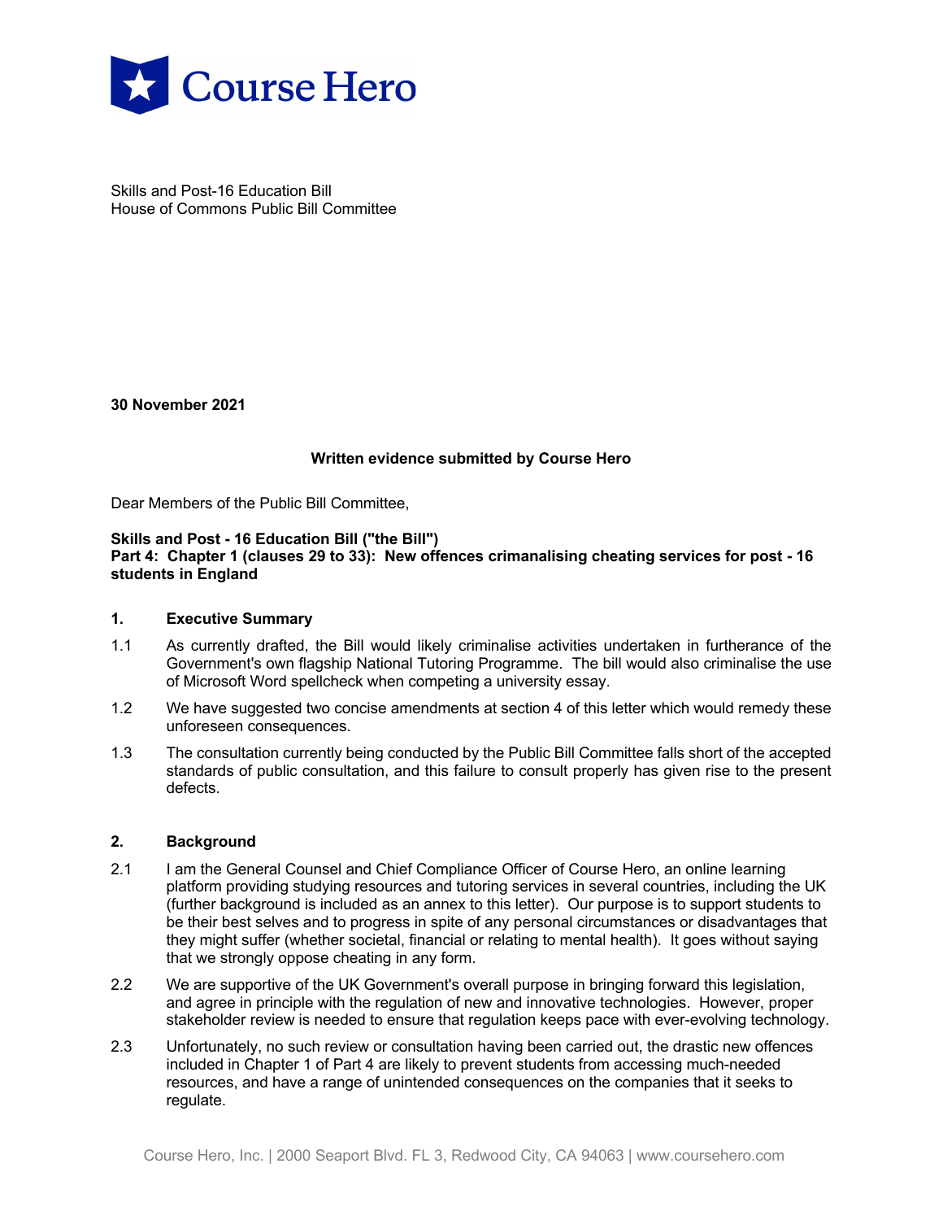Course Hero

Skills and Post-16 Education Bill
House of Commons Public Bill Committee

**30 November 2021**

**Written evidence submitted by Course Hero**

Dear Members of the Public Bill Committee,

**Skills and Post - 16 Education Bill ("the Bill")**
**Part 4: Chapter 1 (clauses 29 to 33): New offences crimanalising cheating services for post - 16 students in England**

## 1. Executive Summary

1.1 As currently drafted, the Bill would likely criminalise activities undertaken in furtherance of the Government's own flagship National Tutoring Programme. The bill would also criminalise the use of Microsoft Word spellcheck when competing a university essay.

1.2 We have suggested two concise amendments at section 4 of this letter which would remedy these unforeseen consequences.

1.3 The consultation currently being conducted by the Public Bill Committee falls short of the accepted standards of public consultation, and this failure to consult properly has given rise to the present defects.

## 2. Background

2.1 I am the General Counsel and Chief Compliance Officer of Course Hero, an online learning platform providing studying resources and tutoring services in several countries, including the UK (further background is included as an annex to this letter). Our purpose is to support students to be their best selves and to progress in spite of any personal circumstances or disadvantages that they might suffer (whether societal, financial or relating to mental health). It goes without saying that we strongly oppose cheating in any form.

2.2 We are supportive of the UK Government's overall purpose in bringing forward this legislation, and agree in principle with the regulation of new and innovative technologies. However, proper stakeholder review is needed to ensure that regulation keeps pace with ever-evolving technology.

2.3 Unfortunately, no such review or consultation having been carried out, the drastic new offences included in Chapter 1 of Part 4 are likely to prevent students from accessing much-needed resources, and have a range of unintended consequences on the companies that it seeks to regulate.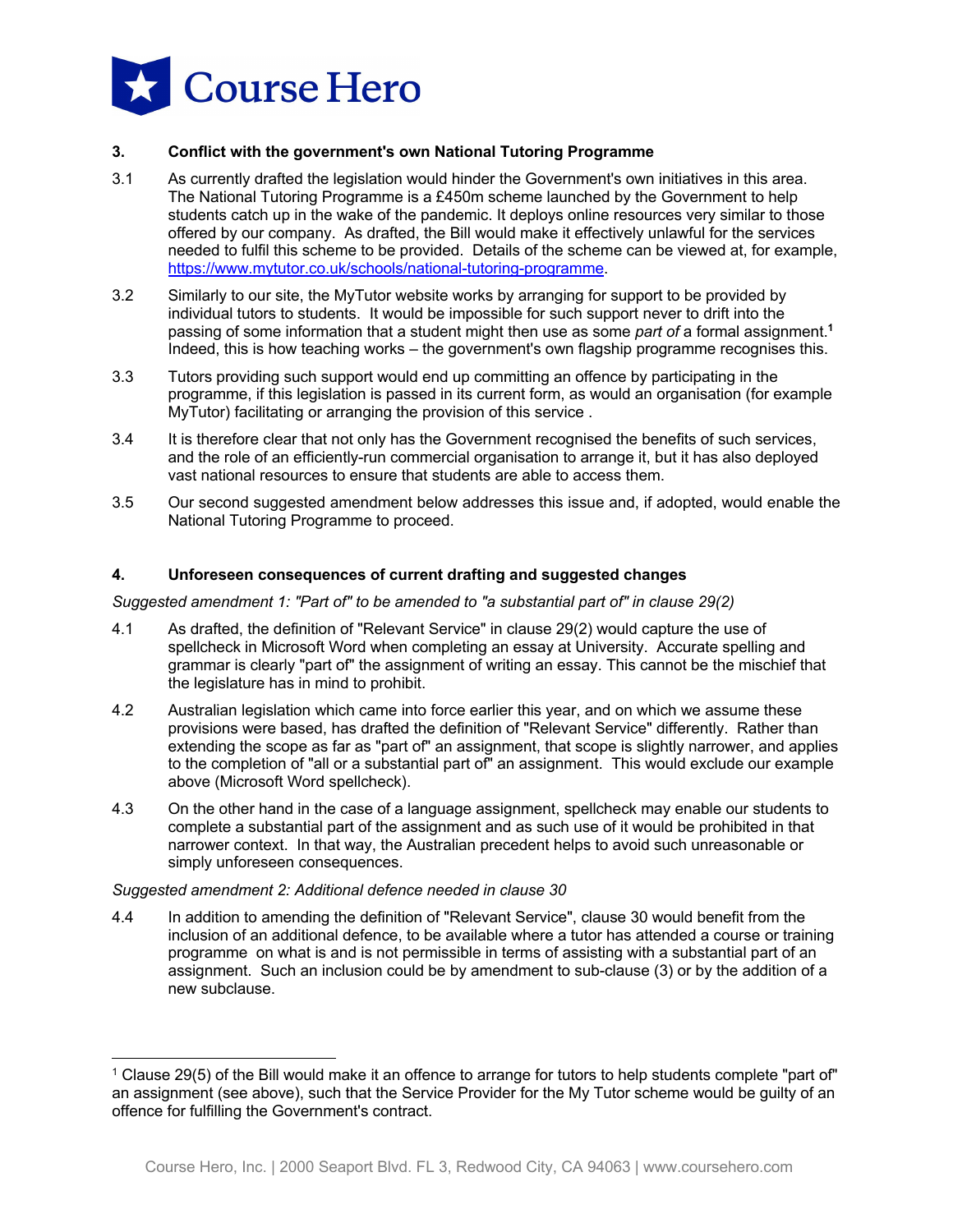## 3. Conflict with the government's own National Tutoring Programme

3.1 As currently drafted the legislation would hinder the Government's own initiatives in this area. The National Tutoring Programme is a £450m scheme launched by the Government to help students catch up in the wake of the pandemic. It deploys online resources very similar to those offered by our company. As drafted, the Bill would make it effectively unlawful for the services needed to fulfil this scheme to be provided. Details of the scheme can be viewed at, for example, https://www.mytutor.co.uk/schools/national-tutoring-programme.

3.2 Similarly to our site, the MyTutor website works by arranging for support to be provided by individual tutors to students. It would be impossible for such support never to drift into the passing of some information that a student might then use as some *part of* a formal assignment.[1] Indeed, this is how teaching works – the government's own flagship programme recognises this.

3.3 Tutors providing such support would end up committing an offence by participating in the programme, if this legislation is passed in its current form, as would an organisation (for example MyTutor) facilitating or arranging the provision of this service .

3.4 It is therefore clear that not only has the Government recognised the benefits of such services, and the role of an efficiently-run commercial organisation to arrange it, but it has also deployed vast national resources to ensure that students are able to access them.

3.5 Our second suggested amendment below addresses this issue and, if adopted, would enable the National Tutoring Programme to proceed.

## 4. Unforeseen consequences of current drafting and suggested changes

*Suggested amendment 1: "Part of" to be amended to "a substantial part of" in clause 29(2)*

4.1 As drafted, the definition of "Relevant Service" in clause 29(2) would capture the use of spellcheck in Microsoft Word when completing an essay at University. Accurate spelling and grammar is clearly "part of" the assignment of writing an essay. This cannot be the mischief that the legislature has in mind to prohibit.

4.2 Australian legislation which came into force earlier this year, and on which we assume these provisions were based, has drafted the definition of "Relevant Service" differently. Rather than extending the scope as far as "part of" an assignment, that scope is slightly narrower, and applies to the completion of "all or a substantial part of" an assignment. This would exclude our example above (Microsoft Word spellcheck).

4.3 On the other hand in the case of a language assignment, spellcheck may enable our students to complete a substantial part of the assignment and as such use of it would be prohibited in that narrower context. In that way, the Australian precedent helps to avoid such unreasonable or simply unforeseen consequences.

*Suggested amendment 2: Additional defence needed in clause 30*

4.4 In addition to amending the definition of "Relevant Service", clause 30 would benefit from the inclusion of an additional defence, to be available where a tutor has attended a course or training programme on what is and is not permissible in terms of assisting with a substantial part of an assignment. Such an inclusion could be by amendment to sub-clause (3) or by the addition of a new subclause.

---

[1] Clause 29(5) of the Bill would make it an offence to arrange for tutors to help students complete "part of" an assignment (see above), such that the Service Provider for the My Tutor scheme would be guilty of an offence for fulfilling the Government's contract.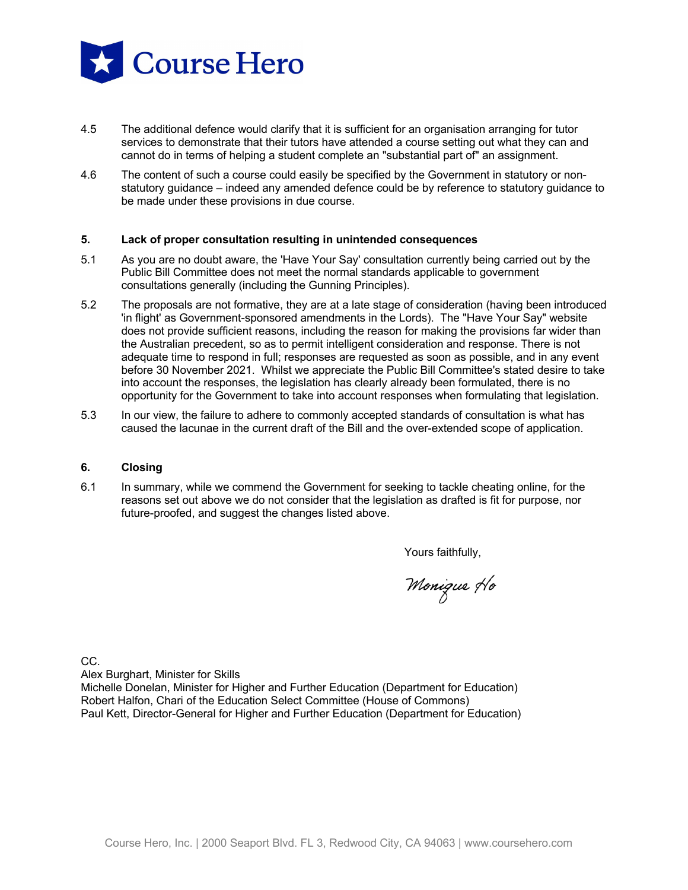4.5 The additional defence would clarify that it is sufficient for an organisation arranging for tutor services to demonstrate that their tutors have attended a course setting out what they can and cannot do in terms of helping a student complete an "substantial part of" an assignment.

4.6 The content of such a course could easily be specified by the Government in statutory or non-statutory guidance – indeed any amended defence could be by reference to statutory guidance to be made under these provisions in due course.

**5. Lack of proper consultation resulting in unintended consequences**

5.1 As you are no doubt aware, the 'Have Your Say' consultation currently being carried out by the Public Bill Committee does not meet the normal standards applicable to government consultations generally (including the Gunning Principles).

5.2 The proposals are not formative, they are at a late stage of consideration (having been introduced 'in flight' as Government-sponsored amendments in the Lords). The "Have Your Say" website does not provide sufficient reasons, including the reason for making the provisions far wider than the Australian precedent, so as to permit intelligent consideration and response. There is not adequate time to respond in full; responses are requested as soon as possible, and in any event before 30 November 2021. Whilst we appreciate the Public Bill Committee's stated desire to take into account the responses, the legislation has clearly already been formulated, there is no opportunity for the Government to take into account responses when formulating that legislation.

5.3 In our view, the failure to adhere to commonly accepted standards of consultation is what has caused the lacunae in the current draft of the Bill and the over-extended scope of application.

**6. Closing**

6.1 In summary, while we commend the Government for seeking to tackle cheating online, for the reasons set out above we do not consider that the legislation as drafted is fit for purpose, nor future-proofed, and suggest the changes listed above.

Yours faithfully,

Monique Ho

CC.
Alex Burghart, Minister for Skills
Michelle Donelan, Minister for Higher and Further Education (Department for Education)
Robert Halfon, Chari of the Education Select Committee (House of Commons)
Paul Kett, Director-General for Higher and Further Education (Department for Education)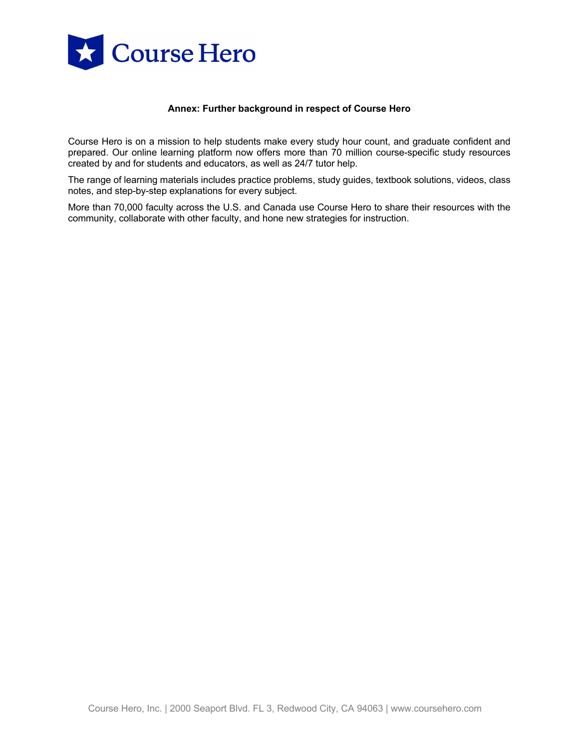**Annex: Further background in respect of Course Hero**

Course Hero is on a mission to help students make every study hour count, and graduate confident and prepared. Our online learning platform now offers more than 70 million course-specific study resources created by and for students and educators, as well as 24/7 tutor help.

The range of learning materials includes practice problems, study guides, textbook solutions, videos, class notes, and step-by-step explanations for every subject.

More than 70,000 faculty across the U.S. and Canada use Course Hero to share their resources with the community, collaborate with other faculty, and hone new strategies for instruction.